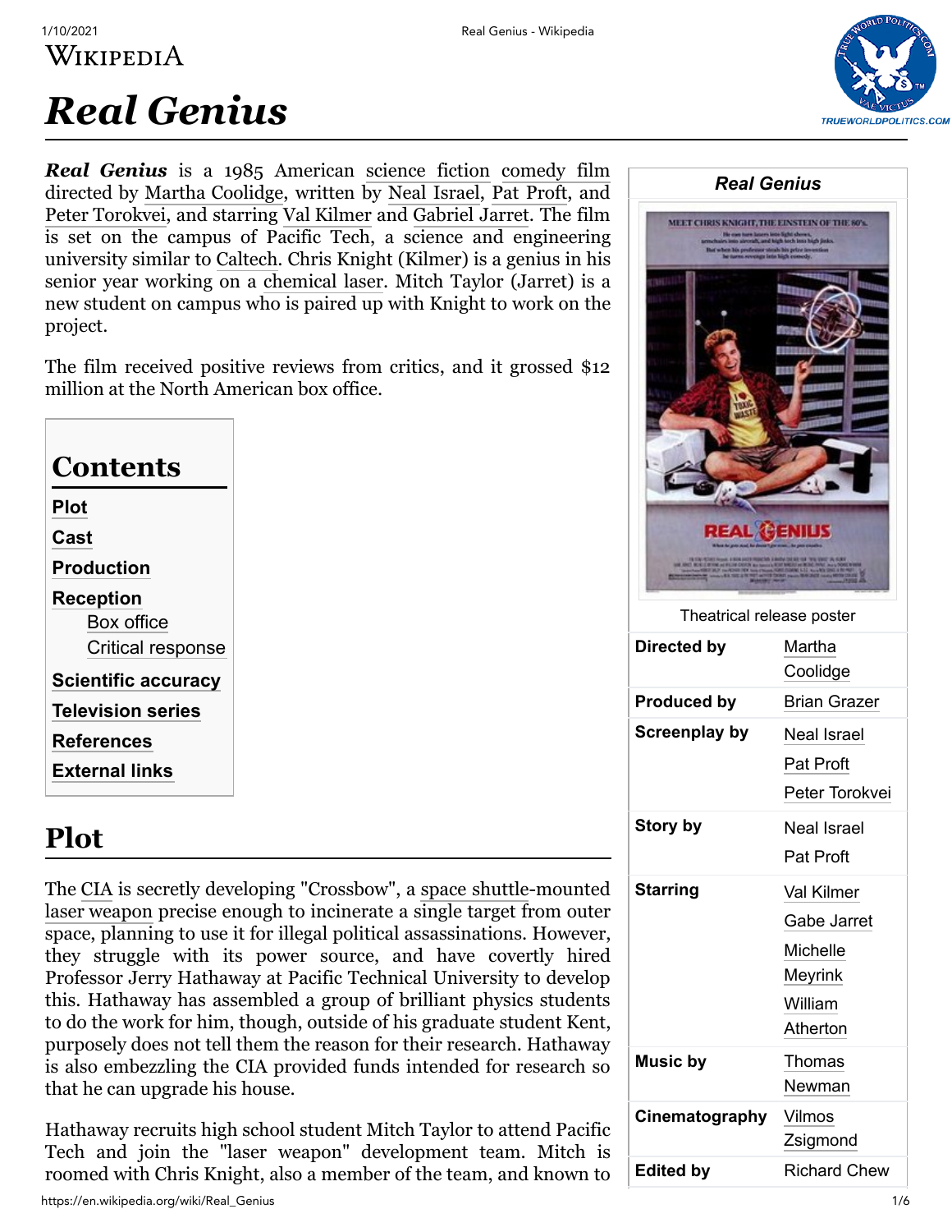# Real Genius

***Real Genius*** is a 1985 American science fiction comedy film directed by Martha Coolidge, written by Neal Israel, Pat Proft, and Peter Torokvei, and starring Val Kilmer and Gabriel Jarret. The film is set on the campus of Pacific Tech, a science and engineering university similar to Caltech. Chris Knight (Kilmer) is a genius in his senior year working on a chemical laser. Mitch Taylor (Jarret) is a new student on campus who is paired up with Knight to work on the project.

The film received positive reviews from critics, and it grossed $12 million at the North American box office.

| *Real Genius* | |
|---|---|
| Theatrical release poster | |
| **Directed by** | Martha Coolidge |
| **Produced by** | Brian Grazer |
| **Screenplay by** | Neal Israel<br>Pat Proft<br>Peter Torokvei |
| **Story by** | Neal Israel<br>Pat Proft |
| **Starring** | Val Kilmer<br>Gabe Jarret<br>Michelle Meyrink<br>William Atherton |
| **Music by** | Thomas Newman |
| **Cinematography** | Vilmos Zsigmond |
| **Edited by** | Richard Chew |

## Contents

- Plot
- Cast
- Production
- Reception
  - Box office
  - Critical response
- Scientific accuracy
- Television series
- References
- External links

## Plot

The CIA is secretly developing "Crossbow", a space shuttle-mounted laser weapon precise enough to incinerate a single target from outer space, planning to use it for illegal political assassinations. However, they struggle with its power source, and have covertly hired Professor Jerry Hathaway at Pacific Technical University to develop this. Hathaway has assembled a group of brilliant physics students to do the work for him, though, outside of his graduate student Kent, purposely does not tell them the reason for their research. Hathaway is also embezzling the CIA provided funds intended for research so that he can upgrade his house.

Hathaway recruits high school student Mitch Taylor to attend Pacific Tech and join the "laser weapon" development team. Mitch is roomed with Chris Knight, also a member of the team, and known to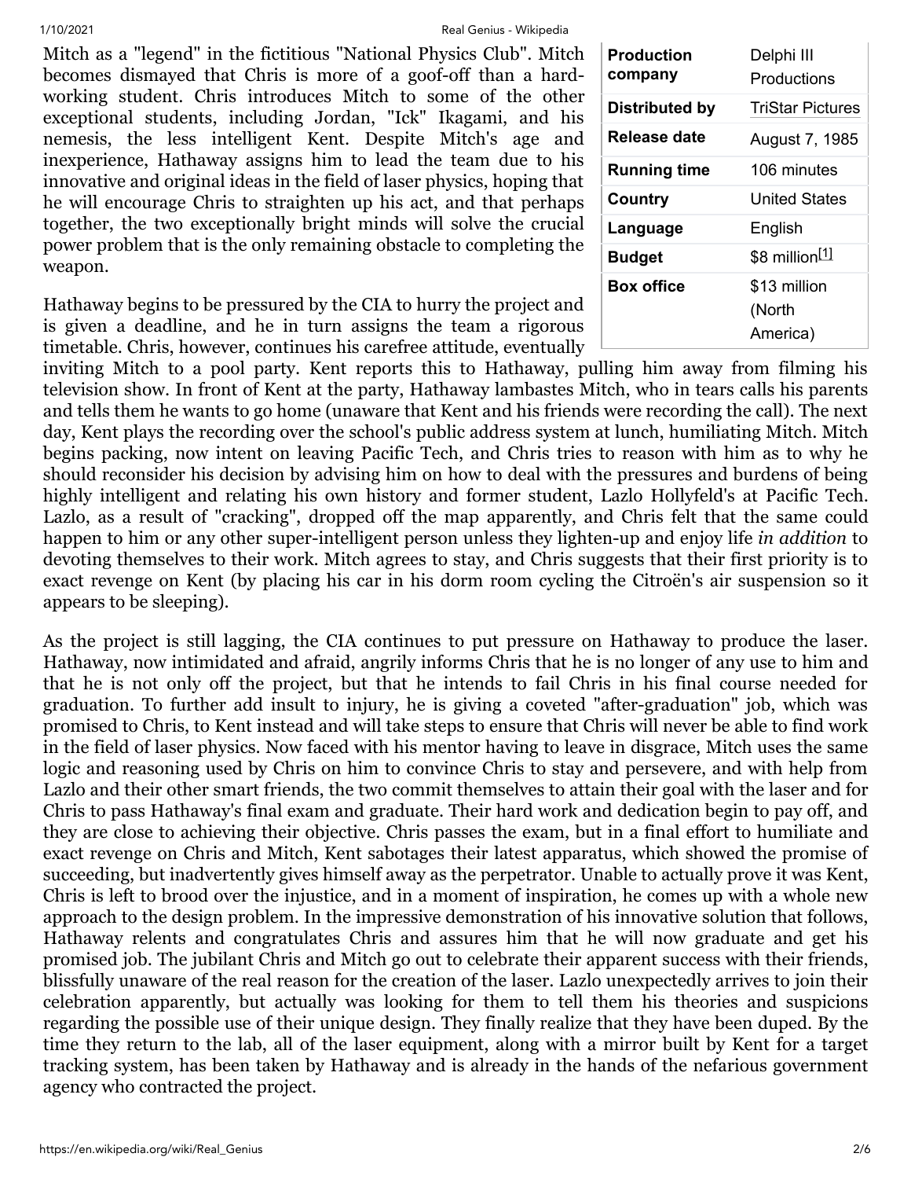| Production company | Delphi III Productions |
| --- | --- |
| Distributed by | TriStar Pictures |
| Release date | August 7, 1985 |
| Running time | 106 minutes |
| Country | United States |
| Language | English |
| Budget | $8 million[1] |
| Box office | $13 million (North America) |

Mitch as a "legend" in the fictitious "National Physics Club". Mitch becomes dismayed that Chris is more of a goof-off than a hard-working student. Chris introduces Mitch to some of the other exceptional students, including Jordan, "Ick" Ikagami, and his nemesis, the less intelligent Kent. Despite Mitch's age and inexperience, Hathaway assigns him to lead the team due to his innovative and original ideas in the field of laser physics, hoping that he will encourage Chris to straighten up his act, and that perhaps together, the two exceptionally bright minds will solve the crucial power problem that is the only remaining obstacle to completing the weapon.

Hathaway begins to be pressured by the CIA to hurry the project and is given a deadline, and he in turn assigns the team a rigorous timetable. Chris, however, continues his carefree attitude, eventually inviting Mitch to a pool party. Kent reports this to Hathaway, pulling him away from filming his television show. In front of Kent at the party, Hathaway lambastes Mitch, who in tears calls his parents and tells them he wants to go home (unaware that Kent and his friends were recording the call). The next day, Kent plays the recording over the school's public address system at lunch, humiliating Mitch. Mitch begins packing, now intent on leaving Pacific Tech, and Chris tries to reason with him as to why he should reconsider his decision by advising him on how to deal with the pressures and burdens of being highly intelligent and relating his own history and former student, Lazlo Hollyfeld's at Pacific Tech. Lazlo, as a result of "cracking", dropped off the map apparently, and Chris felt that the same could happen to him or any other super-intelligent person unless they lighten-up and enjoy life *in addition* to devoting themselves to their work. Mitch agrees to stay, and Chris suggests that their first priority is to exact revenge on Kent (by placing his car in his dorm room cycling the Citroën's air suspension so it appears to be sleeping).

As the project is still lagging, the CIA continues to put pressure on Hathaway to produce the laser. Hathaway, now intimidated and afraid, angrily informs Chris that he is no longer of any use to him and that he is not only off the project, but that he intends to fail Chris in his final course needed for graduation. To further add insult to injury, he is giving a coveted "after-graduation" job, which was promised to Chris, to Kent instead and will take steps to ensure that Chris will never be able to find work in the field of laser physics. Now faced with his mentor having to leave in disgrace, Mitch uses the same logic and reasoning used by Chris on him to convince Chris to stay and persevere, and with help from Lazlo and their other smart friends, the two commit themselves to attain their goal with the laser and for Chris to pass Hathaway's final exam and graduate. Their hard work and dedication begin to pay off, and they are close to achieving their objective. Chris passes the exam, but in a final effort to humiliate and exact revenge on Chris and Mitch, Kent sabotages their latest apparatus, which showed the promise of succeeding, but inadvertently gives himself away as the perpetrator. Unable to actually prove it was Kent, Chris is left to brood over the injustice, and in a moment of inspiration, he comes up with a whole new approach to the design problem. In the impressive demonstration of his innovative solution that follows, Hathaway relents and congratulates Chris and assures him that he will now graduate and get his promised job. The jubilant Chris and Mitch go out to celebrate their apparent success with their friends, blissfully unaware of the real reason for the creation of the laser. Lazlo unexpectedly arrives to join their celebration apparently, but actually was looking for them to tell them his theories and suspicions regarding the possible use of their unique design. They finally realize that they have been duped. By the time they return to the lab, all of the laser equipment, along with a mirror built by Kent for a target tracking system, has been taken by Hathaway and is already in the hands of the nefarious government agency who contracted the project.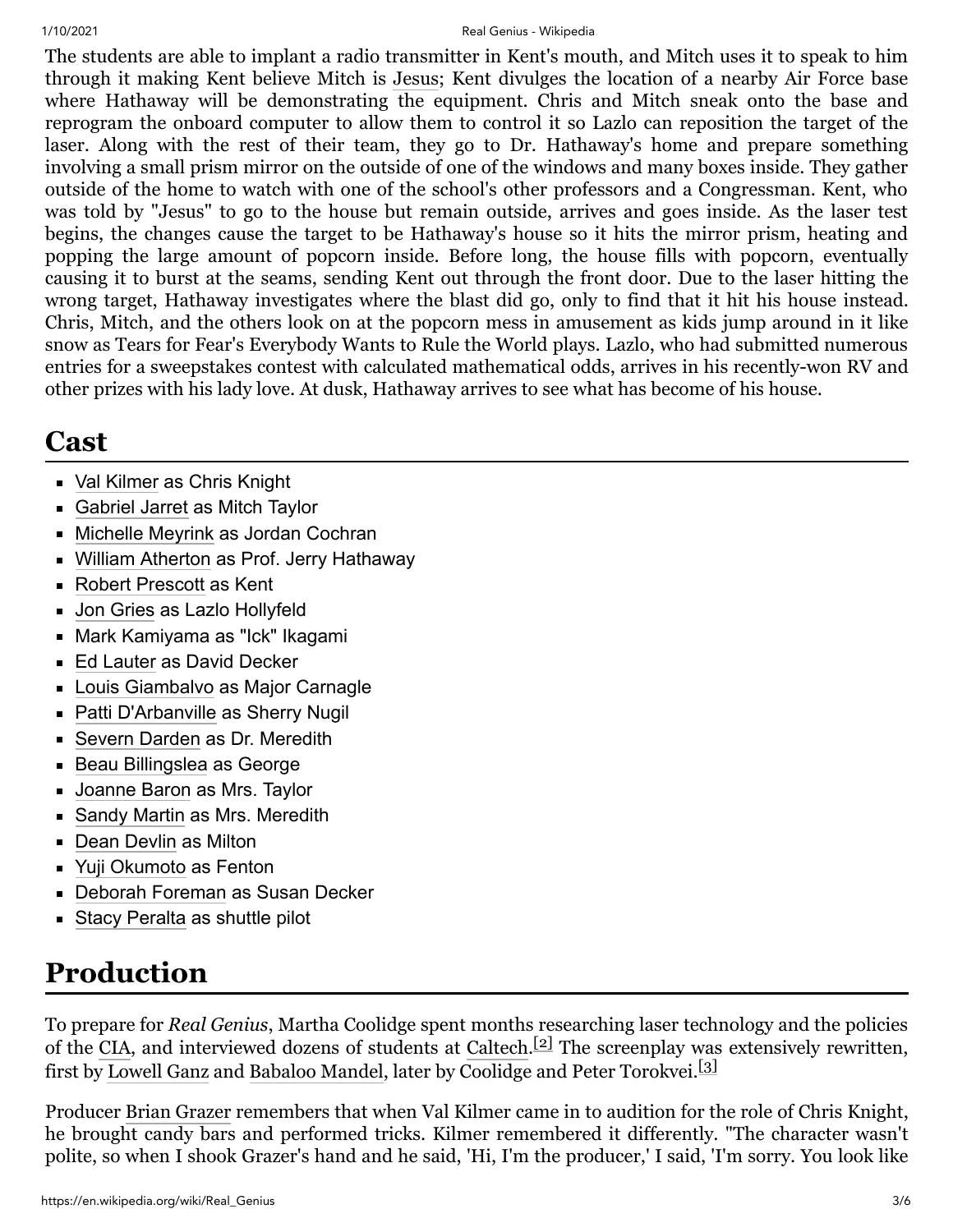The students are able to implant a radio transmitter in Kent's mouth, and Mitch uses it to speak to him through it making Kent believe Mitch is Jesus; Kent divulges the location of a nearby Air Force base where Hathaway will be demonstrating the equipment. Chris and Mitch sneak onto the base and reprogram the onboard computer to allow them to control it so Lazlo can reposition the target of the laser. Along with the rest of their team, they go to Dr. Hathaway's home and prepare something involving a small prism mirror on the outside of one of the windows and many boxes inside. They gather outside of the home to watch with one of the school's other professors and a Congressman. Kent, who was told by "Jesus" to go to the house but remain outside, arrives and goes inside. As the laser test begins, the changes cause the target to be Hathaway's house so it hits the mirror prism, heating and popping the large amount of popcorn inside. Before long, the house fills with popcorn, eventually causing it to burst at the seams, sending Kent out through the front door. Due to the laser hitting the wrong target, Hathaway investigates where the blast did go, only to find that it hit his house instead. Chris, Mitch, and the others look on at the popcorn mess in amusement as kids jump around in it like snow as Tears for Fear's Everybody Wants to Rule the World plays. Lazlo, who had submitted numerous entries for a sweepstakes contest with calculated mathematical odds, arrives in his recently-won RV and other prizes with his lady love. At dusk, Hathaway arrives to see what has become of his house.

## Cast

- Val Kilmer as Chris Knight
- Gabriel Jarret as Mitch Taylor
- Michelle Meyrink as Jordan Cochran
- William Atherton as Prof. Jerry Hathaway
- Robert Prescott as Kent
- Jon Gries as Lazlo Hollyfeld
- Mark Kamiyama as "Ick" Ikagami
- Ed Lauter as David Decker
- Louis Giambalvo as Major Carnagle
- Patti D'Arbanville as Sherry Nugil
- Severn Darden as Dr. Meredith
- Beau Billingslea as George
- Joanne Baron as Mrs. Taylor
- Sandy Martin as Mrs. Meredith
- Dean Devlin as Milton
- Yuji Okumoto as Fenton
- Deborah Foreman as Susan Decker
- Stacy Peralta as shuttle pilot

## Production

To prepare for *Real Genius*, Martha Coolidge spent months researching laser technology and the policies of the CIA, and interviewed dozens of students at Caltech.[2] The screenplay was extensively rewritten, first by Lowell Ganz and Babaloo Mandel, later by Coolidge and Peter Torokvei.[3]

Producer Brian Grazer remembers that when Val Kilmer came in to audition for the role of Chris Knight, he brought candy bars and performed tricks. Kilmer remembered it differently. "The character wasn't polite, so when I shook Grazer's hand and he said, 'Hi, I'm the producer,' I said, 'I'm sorry. You look like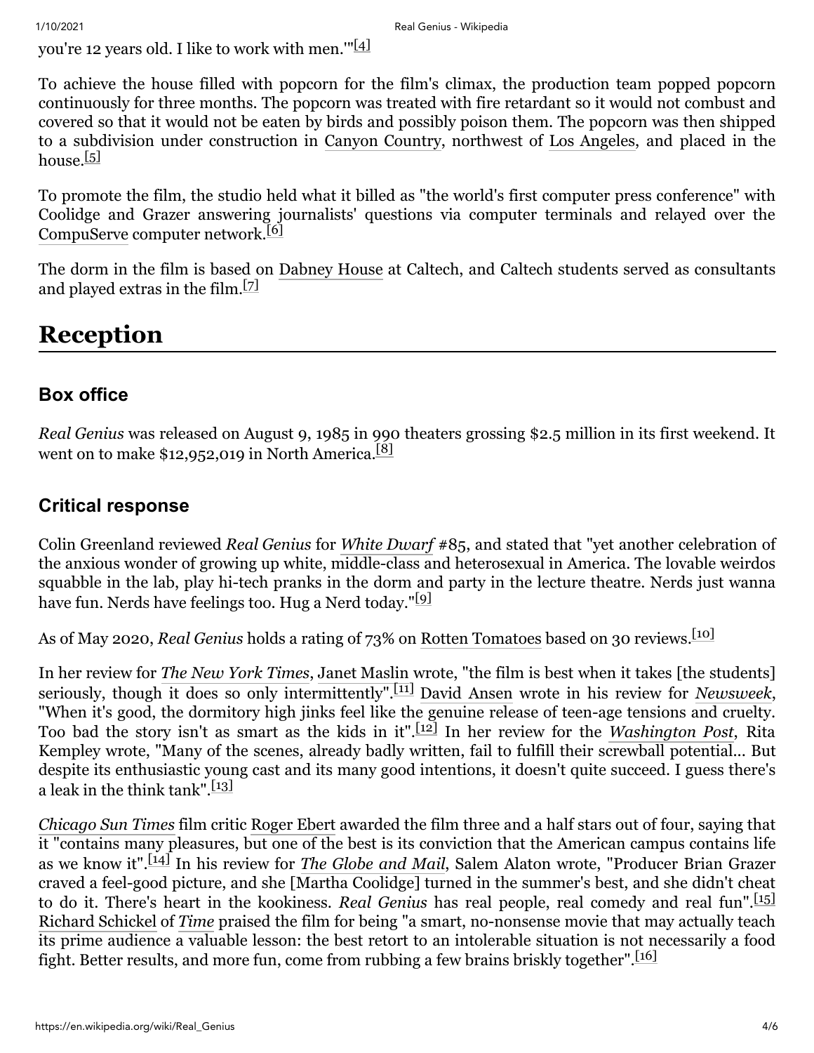you're 12 years old. I like to work with men.'"[4]

To achieve the house filled with popcorn for the film's climax, the production team popped popcorn continuously for three months. The popcorn was treated with fire retardant so it would not combust and covered so that it would not be eaten by birds and possibly poison them. The popcorn was then shipped to a subdivision under construction in Canyon Country, northwest of Los Angeles, and placed in the house.[5]

To promote the film, the studio held what it billed as "the world's first computer press conference" with Coolidge and Grazer answering journalists' questions via computer terminals and relayed over the CompuServe computer network.[6]

The dorm in the film is based on Dabney House at Caltech, and Caltech students served as consultants and played extras in the film.[7]

# Reception

## Box office

*Real Genius* was released on August 9, 1985 in 990 theaters grossing $2.5 million in its first weekend. It went on to make $12,952,019 in North America.[8]

## Critical response

Colin Greenland reviewed *Real Genius* for *White Dwarf* #85, and stated that "yet another celebration of the anxious wonder of growing up white, middle-class and heterosexual in America. The lovable weirdos squabble in the lab, play hi-tech pranks in the dorm and party in the lecture theatre. Nerds just wanna have fun. Nerds have feelings too. Hug a Nerd today."[9]

As of May 2020, *Real Genius* holds a rating of 73% on Rotten Tomatoes based on 30 reviews.[10]

In her review for *The New York Times*, Janet Maslin wrote, "the film is best when it takes [the students] seriously, though it does so only intermittently".[11] David Ansen wrote in his review for *Newsweek*, "When it's good, the dormitory high jinks feel like the genuine release of teen-age tensions and cruelty. Too bad the story isn't as smart as the kids in it".[12] In her review for the *Washington Post*, Rita Kempley wrote, "Many of the scenes, already badly written, fail to fulfill their screwball potential... But despite its enthusiastic young cast and its many good intentions, it doesn't quite succeed. I guess there's a leak in the think tank".[13]

*Chicago Sun Times* film critic Roger Ebert awarded the film three and a half stars out of four, saying that it "contains many pleasures, but one of the best is its conviction that the American campus contains life as we know it".[14] In his review for *The Globe and Mail*, Salem Alaton wrote, "Producer Brian Grazer craved a feel-good picture, and she [Martha Coolidge] turned in the summer's best, and she didn't cheat to do it. There's heart in the kookiness. *Real Genius* has real people, real comedy and real fun".[15] Richard Schickel of *Time* praised the film for being "a smart, no-nonsense movie that may actually teach its prime audience a valuable lesson: the best retort to an intolerable situation is not necessarily a food fight. Better results, and more fun, come from rubbing a few brains briskly together".[16]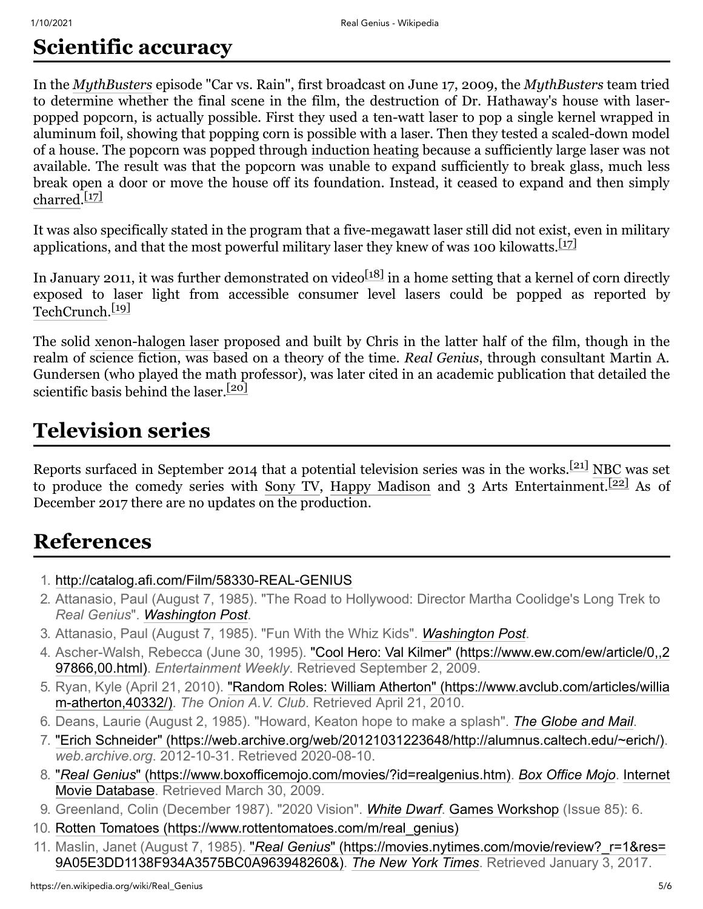## Scientific accuracy

In the *MythBusters* episode "Car vs. Rain", first broadcast on June 17, 2009, the *MythBusters* team tried to determine whether the final scene in the film, the destruction of Dr. Hathaway's house with laser-popped popcorn, is actually possible. First they used a ten-watt laser to pop a single kernel wrapped in aluminum foil, showing that popping corn is possible with a laser. Then they tested a scaled-down model of a house. The popcorn was popped through induction heating because a sufficiently large laser was not available. The result was that the popcorn was unable to expand sufficiently to break glass, much less break open a door or move the house off its foundation. Instead, it ceased to expand and then simply charred.[17]

It was also specifically stated in the program that a five-megawatt laser still did not exist, even in military applications, and that the most powerful military laser they knew of was 100 kilowatts.[17]

In January 2011, it was further demonstrated on video[18] in a home setting that a kernel of corn directly exposed to laser light from accessible consumer level lasers could be popped as reported by TechCrunch.[19]

The solid xenon-halogen laser proposed and built by Chris in the latter half of the film, though in the realm of science fiction, was based on a theory of the time. *Real Genius*, through consultant Martin A. Gundersen (who played the math professor), was later cited in an academic publication that detailed the scientific basis behind the laser.[20]

## Television series

Reports surfaced in September 2014 that a potential television series was in the works.[21] NBC was set to produce the comedy series with Sony TV, Happy Madison and 3 Arts Entertainment.[22] As of December 2017 there are no updates on the production.

## References

1. http://catalog.afi.com/Film/58330-REAL-GENIUS
2. Attanasio, Paul (August 7, 1985). "The Road to Hollywood: Director Martha Coolidge's Long Trek to *Real Genius*". *Washington Post*.
3. Attanasio, Paul (August 7, 1985). "Fun With the Whiz Kids". *Washington Post*.
4. Ascher-Walsh, Rebecca (June 30, 1995). "Cool Hero: Val Kilmer" (https://www.ew.com/ew/article/0,,297866,00.html). *Entertainment Weekly*. Retrieved September 2, 2009.
5. Ryan, Kyle (April 21, 2010). "Random Roles: William Atherton" (https://www.avclub.com/articles/william-atherton,40332/). *The Onion A.V. Club*. Retrieved April 21, 2010.
6. Deans, Laurie (August 2, 1985). "Howard, Keaton hope to make a splash". *The Globe and Mail*.
7. "Erich Schneider" (https://web.archive.org/web/20121031223648/http://alumnus.caltech.edu/~erich/). *web.archive.org*. 2012-10-31. Retrieved 2020-08-10.
8. "*Real Genius*" (https://www.boxofficemojo.com/movies/?id=realgenius.htm). *Box Office Mojo*. Internet Movie Database. Retrieved March 30, 2009.
9. Greenland, Colin (December 1987). "2020 Vision". *White Dwarf*. Games Workshop (Issue 85): 6.
10. Rotten Tomatoes (https://www.rottentomatoes.com/m/real_genius)
11. Maslin, Janet (August 7, 1985). "*Real Genius*" (https://movies.nytimes.com/movie/review?_r=1&res=9A05E3DD1138F934A3575BC0A963948260&). *The New York Times*. Retrieved January 3, 2017.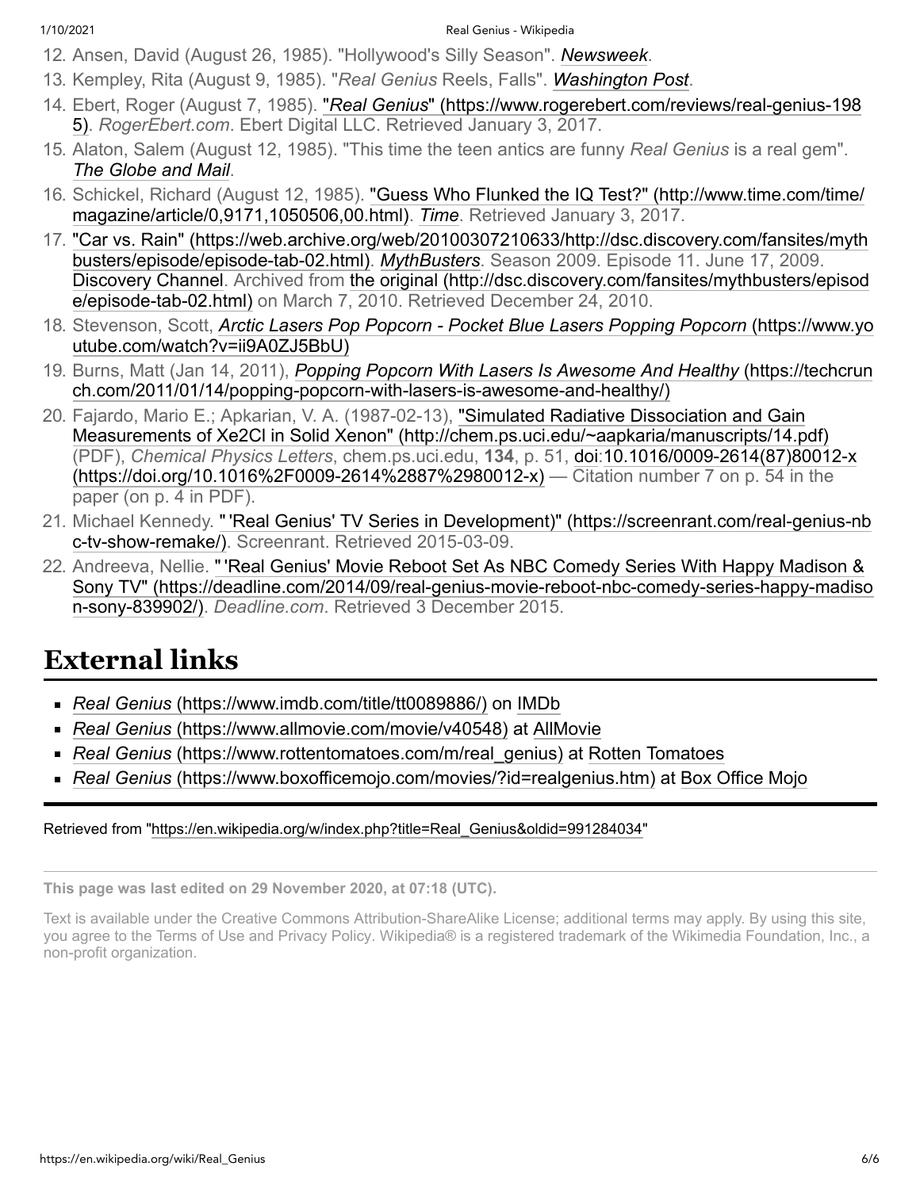12. Ansen, David (August 26, 1985). "Hollywood's Silly Season". *Newsweek*.
13. Kempley, Rita (August 9, 1985). "*Real Genius* Reels, Falls". *Washington Post*.
14. Ebert, Roger (August 7, 1985). "*Real Genius*" (https://www.rogerebert.com/reviews/real-genius-1985). *RogerEbert.com*. Ebert Digital LLC. Retrieved January 3, 2017.
15. Alaton, Salem (August 12, 1985). "This time the teen antics are funny *Real Genius* is a real gem". *The Globe and Mail*.
16. Schickel, Richard (August 12, 1985). "Guess Who Flunked the IQ Test?" (http://www.time.com/time/magazine/article/0,9171,1050506,00.html). *Time*. Retrieved January 3, 2017.
17. "Car vs. Rain" (https://web.archive.org/web/20100307210633/http://dsc.discovery.com/fansites/mythbusters/episode/episode-tab-02.html). *MythBusters*. Season 2009. Episode 11. June 17, 2009. Discovery Channel. Archived from the original (http://dsc.discovery.com/fansites/mythbusters/episode/episode-tab-02.html) on March 7, 2010. Retrieved December 24, 2010.
18. Stevenson, Scott, *Arctic Lasers Pop Popcorn - Pocket Blue Lasers Popping Popcorn* (https://www.youtube.com/watch?v=ii9A0ZJ5BbU)
19. Burns, Matt (Jan 14, 2011), *Popping Popcorn With Lasers Is Awesome And Healthy* (https://techcrunch.com/2011/01/14/popping-popcorn-with-lasers-is-awesome-and-healthy/)
20. Fajardo, Mario E.; Apkarian, V. A. (1987-02-13), "Simulated Radiative Dissociation and Gain Measurements of Xe2Cl in Solid Xenon" (http://chem.ps.uci.edu/~aapkaria/manuscripts/14.pdf) (PDF), *Chemical Physics Letters*, chem.ps.uci.edu, **134**, p. 51, doi:10.1016/0009-2614(87)80012-x (https://doi.org/10.1016%2F0009-2614%2887%2980012-x) — Citation number 7 on p. 54 in the paper (on p. 4 in PDF).
21. Michael Kennedy. " 'Real Genius' TV Series in Development)" (https://screenrant.com/real-genius-nbc-tv-show-remake/). Screenrant. Retrieved 2015-03-09.
22. Andreeva, Nellie. " 'Real Genius' Movie Reboot Set As NBC Comedy Series With Happy Madison & Sony TV" (https://deadline.com/2014/09/real-genius-movie-reboot-nbc-comedy-series-happy-madison-sony-839902/). *Deadline.com*. Retrieved 3 December 2015.

## External links

- *Real Genius* (https://www.imdb.com/title/tt0089886/) on IMDb
- *Real Genius* (https://www.allmovie.com/movie/v40548) at AllMovie
- *Real Genius* (https://www.rottentomatoes.com/m/real_genius) at Rotten Tomatoes
- *Real Genius* (https://www.boxofficemojo.com/movies/?id=realgenius.htm) at Box Office Mojo

Retrieved from "https://en.wikipedia.org/w/index.php?title=Real_Genius&oldid=991284034"

**This page was last edited on 29 November 2020, at 07:18 (UTC).**

Text is available under the Creative Commons Attribution-ShareAlike License; additional terms may apply. By using this site, you agree to the Terms of Use and Privacy Policy. Wikipedia® is a registered trademark of the Wikimedia Foundation, Inc., a non-profit organization.